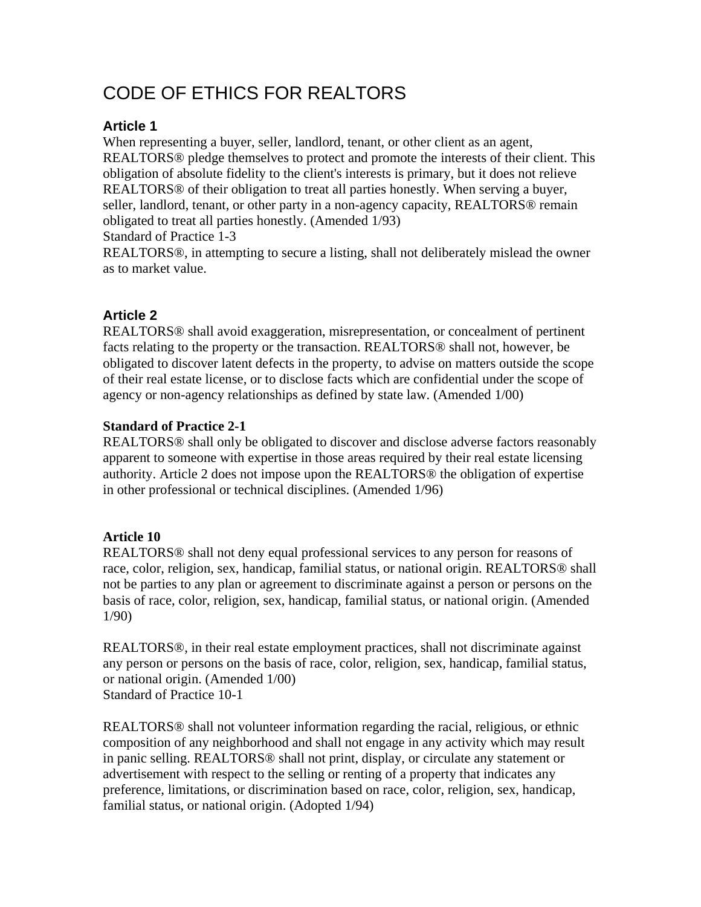# CODE OF ETHICS FOR REALTORS

### Article 1

When representing a buyer, seller, landlord, tenant, or other client as an agent, REALTORS® pledge themselves to protect and promote the interests of their client. This obligation of absolute fidelity to the client's interests is primary, but it does not relieve REALTORS® of their obligation to treat all parties honestly. When serving a buyer, seller, landlord, tenant, or other party in a non-agency capacity, REALTORS® remain obligated to treat all parties honestly. (Amended 1/93)

Standard of Practice 1-3

REALTORS®, in attempting to secure a listing, shall not deliberately mislead the owner as to market value.

### Article 2

REALTORS® shall avoid exaggeration, misrepresentation, or concealment of pertinent facts relating to the property or the transaction. REALTORS® shall not, however, be obligated to discover latent defects in the property, to advise on matters outside the scope of their real estate license, or to disclose facts which are confidential under the scope of agency or non-agency relationships as defined by state law. (Amended 1/00)

**Standard of Practice 2-1**

REALTORS® shall only be obligated to discover and disclose adverse factors reasonably apparent to someone with expertise in those areas required by their real estate licensing authority. Article 2 does not impose upon the REALTORS® the obligation of expertise in other professional or technical disciplines. (Amended 1/96)

**Article 10**

REALTORS® shall not deny equal professional services to any person for reasons of race, color, religion, sex, handicap, familial status, or national origin. REALTORS® shall not be parties to any plan or agreement to discriminate against a person or persons on the basis of race, color, religion, sex, handicap, familial status, or national origin. (Amended 1/90)

REALTORS®, in their real estate employment practices, shall not discriminate against any person or persons on the basis of race, color, religion, sex, handicap, familial status, or national origin. (Amended 1/00)

Standard of Practice 10-1

REALTORS® shall not volunteer information regarding the racial, religious, or ethnic composition of any neighborhood and shall not engage in any activity which may result in panic selling. REALTORS® shall not print, display, or circulate any statement or advertisement with respect to the selling or renting of a property that indicates any preference, limitations, or discrimination based on race, color, religion, sex, handicap, familial status, or national origin. (Adopted 1/94)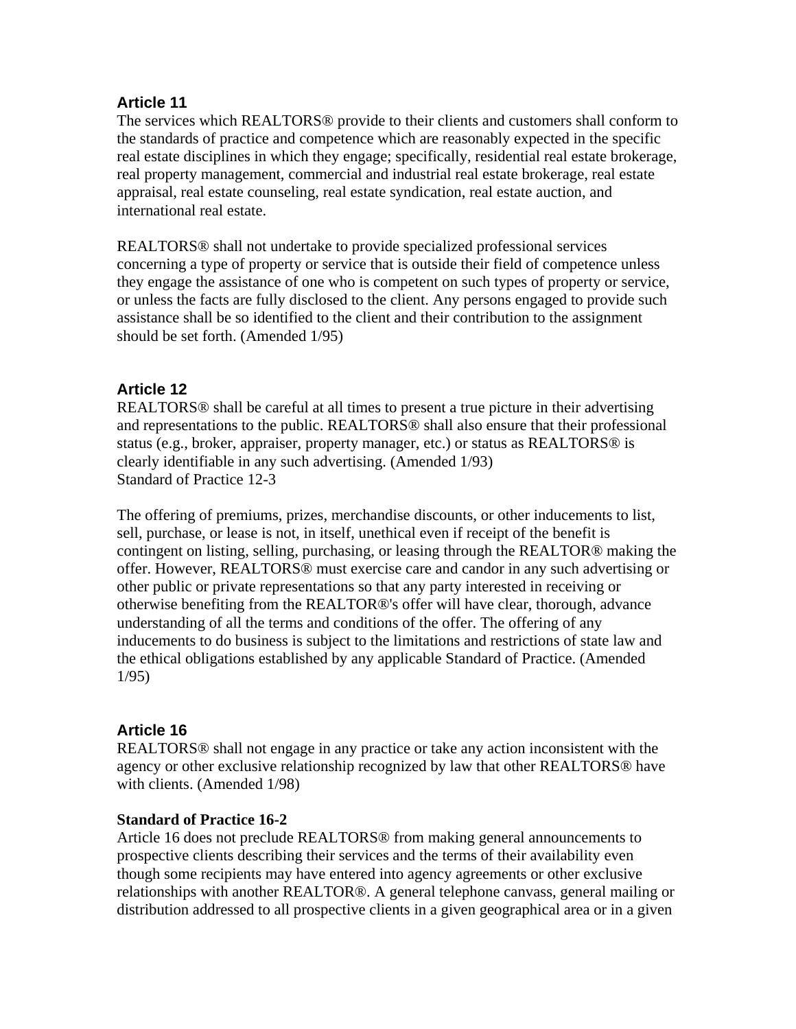### Article 11

The services which REALTORS® provide to their clients and customers shall conform to the standards of practice and competence which are reasonably expected in the specific real estate disciplines in which they engage; specifically, residential real estate brokerage, real property management, commercial and industrial real estate brokerage, real estate appraisal, real estate counseling, real estate syndication, real estate auction, and international real estate.

REALTORS® shall not undertake to provide specialized professional services concerning a type of property or service that is outside their field of competence unless they engage the assistance of one who is competent on such types of property or service, or unless the facts are fully disclosed to the client. Any persons engaged to provide such assistance shall be so identified to the client and their contribution to the assignment should be set forth. (Amended 1/95)

### Article 12

REALTORS® shall be careful at all times to present a true picture in their advertising and representations to the public. REALTORS® shall also ensure that their professional status (e.g., broker, appraiser, property manager, etc.) or status as REALTORS® is clearly identifiable in any such advertising. (Amended 1/93)
Standard of Practice 12-3

The offering of premiums, prizes, merchandise discounts, or other inducements to list, sell, purchase, or lease is not, in itself, unethical even if receipt of the benefit is contingent on listing, selling, purchasing, or leasing through the REALTOR® making the offer. However, REALTORS® must exercise care and candor in any such advertising or other public or private representations so that any party interested in receiving or otherwise benefiting from the REALTOR®'s offer will have clear, thorough, advance understanding of all the terms and conditions of the offer. The offering of any inducements to do business is subject to the limitations and restrictions of state law and the ethical obligations established by any applicable Standard of Practice. (Amended 1/95)

### Article 16

REALTORS® shall not engage in any practice or take any action inconsistent with the agency or other exclusive relationship recognized by law that other REALTORS® have with clients. (Amended 1/98)

**Standard of Practice 16-2**

Article 16 does not preclude REALTORS® from making general announcements to prospective clients describing their services and the terms of their availability even though some recipients may have entered into agency agreements or other exclusive relationships with another REALTOR®. A general telephone canvass, general mailing or distribution addressed to all prospective clients in a given geographical area or in a given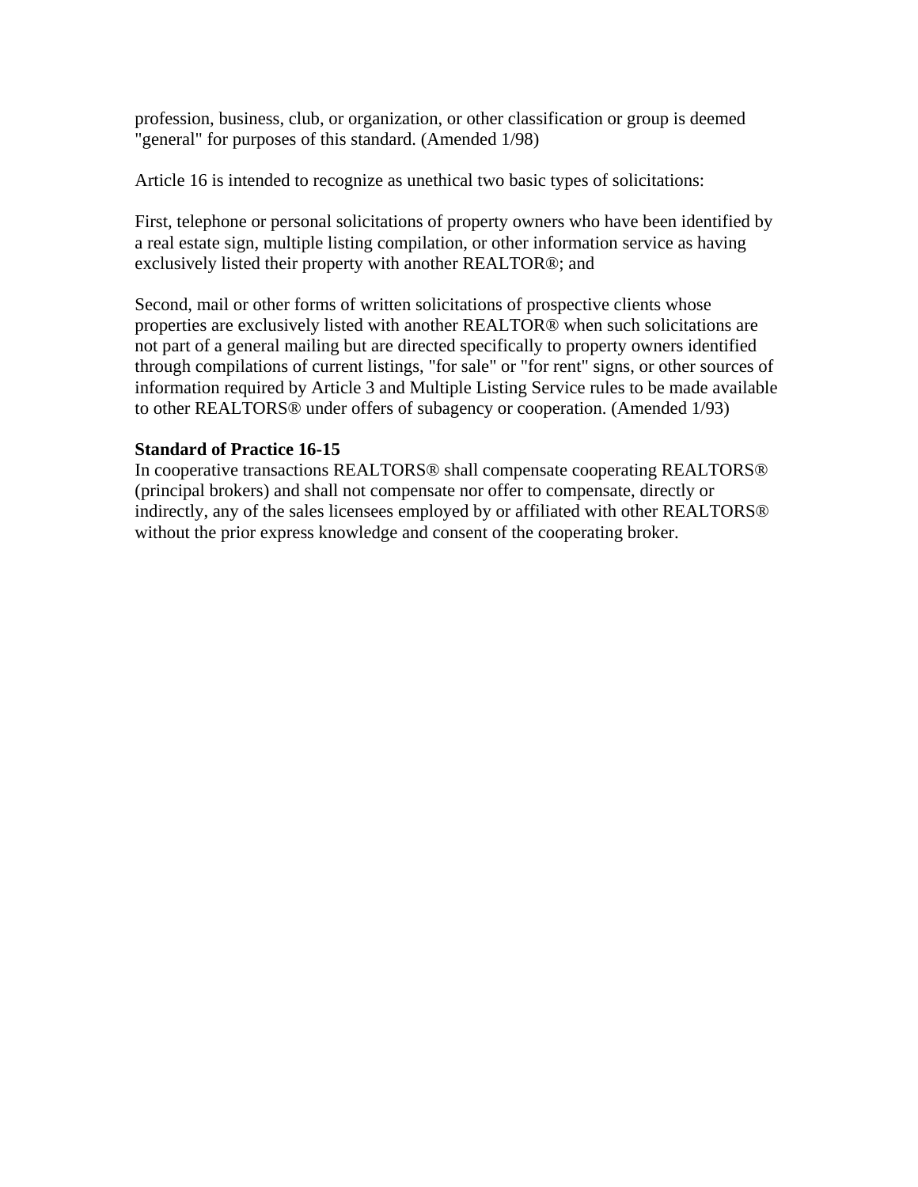profession, business, club, or organization, or other classification or group is deemed "general" for purposes of this standard. (Amended 1/98)

Article 16 is intended to recognize as unethical two basic types of solicitations:

First, telephone or personal solicitations of property owners who have been identified by a real estate sign, multiple listing compilation, or other information service as having exclusively listed their property with another REALTOR®; and

Second, mail or other forms of written solicitations of prospective clients whose properties are exclusively listed with another REALTOR® when such solicitations are not part of a general mailing but are directed specifically to property owners identified through compilations of current listings, "for sale" or "for rent" signs, or other sources of information required by Article 3 and Multiple Listing Service rules to be made available to other REALTORS® under offers of subagency or cooperation. (Amended 1/93)

**Standard of Practice 16-15**
In cooperative transactions REALTORS® shall compensate cooperating REALTORS® (principal brokers) and shall not compensate nor offer to compensate, directly or indirectly, any of the sales licensees employed by or affiliated with other REALTORS® without the prior express knowledge and consent of the cooperating broker.